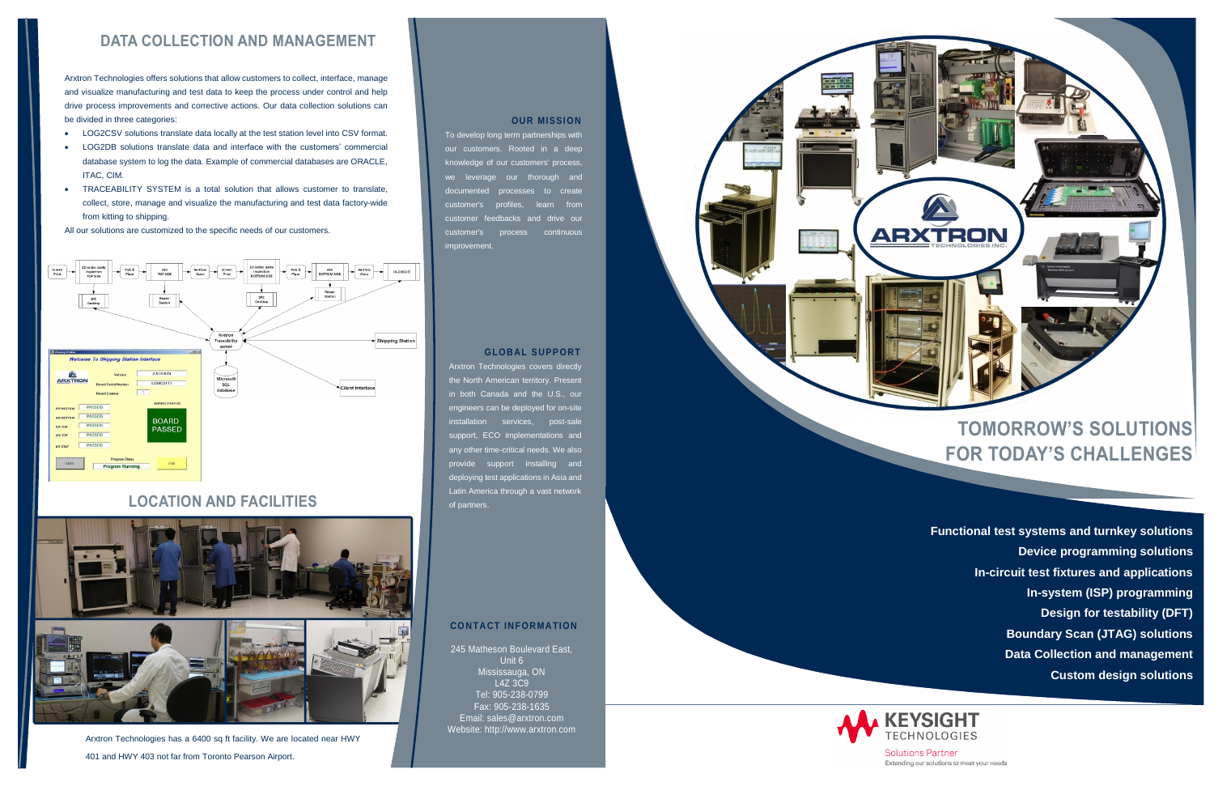## DATA COLLECTION AND MANAGEMENT

Arxtron Technologies offers solutions that allow customers to collect, interface, manage and visualize manufacturing and test data to keep the process under control and help drive process improvements and corrective actions. Our data collection solutions can be divided in three categories:

- LOG2CSV solutions translate data locally at the test station level into CSV format.
- LOG2DB solutions translate data and interface with the customers' commercial database system to log the data. Example of commercial databases are ORACLE, ITAC, CIM.
- TRACEABILITY SYSTEM is a total solution that allows customer to translate, collect, store, manage and visualize the manufacturing and test data factory-wide from kitting to shipping.

All our solutions are customized to the specific needs of our customers.

## LOCATION AND FACILITIES

Arxtron Technologies has a 6400 sq ft facility. We are located near HWY 401 and HWY 403 not far from Toronto Pearson Airport.

### OUR MISSION

To develop long term partnerships with our customers. Rooted in a deep knowledge of our customers' process, we leverage our thorough and documented processes to create customer's profiles, learn from customer feedbacks and drive our customer's process continuous improvement.

### GLOBAL SUPPORT

Arxtron Technologies covers directly the North American territory. Present in both Canada and the U.S., our engineers can be deployed for on-site installation services, post-sale support, ECO implementations and any other time-critical needs. We also provide support installing and deploying test applications in Asia and Latin America through a vast network of partners.

### CONTACT INFORMATION

245 Matheson Boulevard East,
Unit 6
Mississauga, ON
L4Z 3C9
Tel: 905-238-0799
Fax: 905-238-1635
Email: sales@arxtron.com
Website: http://www.arxtron.com

ARXTRON TECHNOLOGIES INC.

## TOMORROW'S SOLUTIONS FOR TODAY'S CHALLENGES

**Functional test systems and turnkey solutions**
**Device programming solutions**
**In-circuit test fixtures and applications**
**In-system (ISP) programming**
**Design for testability (DFT)**
**Boundary Scan (JTAG) solutions**
**Data Collection and management**
**Custom design solutions**

KEYSIGHT TECHNOLOGIES
Solutions Partner
Extending our solutions to meet your needs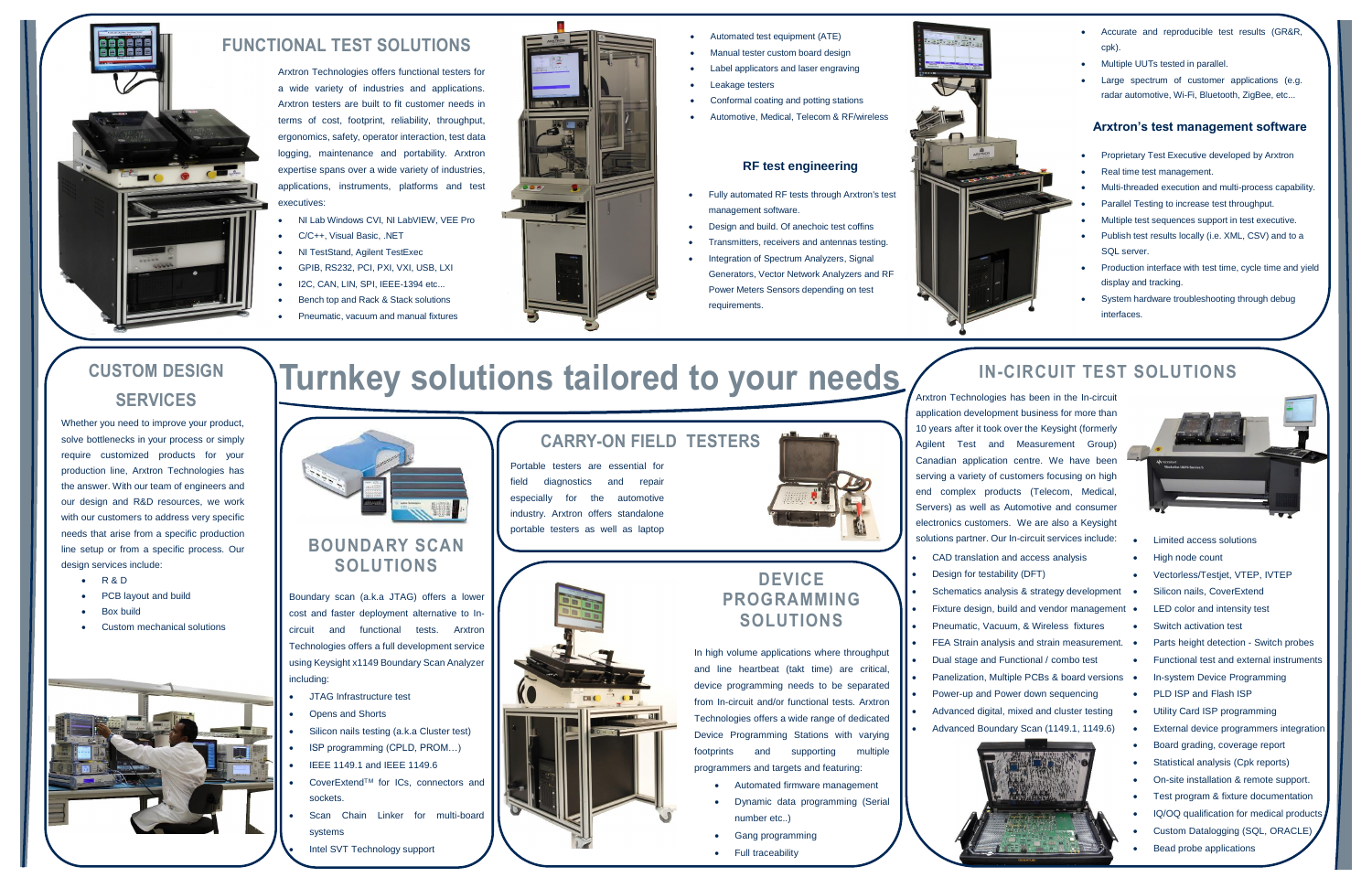## FUNCTIONAL TEST SOLUTIONS

Arxtron Technologies offers functional testers for a wide variety of industries and applications. Arxtron testers are built to fit customer needs in terms of cost, footprint, reliability, throughput, ergonomics, safety, operator interaction, test data logging, maintenance and portability. Arxtron expertise spans over a wide variety of industries, applications, instruments, platforms and test executives:

- NI Lab Windows CVI, NI LabVIEW, VEE Pro
- C/C++, Visual Basic, .NET
- NI TestStand, Agilent TestExec
- GPIB, RS232, PCI, PXI, VXI, USB, LXI
- I2C, CAN, LIN, SPI, IEEE-1394 etc...
- Bench top and Rack & Stack solutions
- Pneumatic, vacuum and manual fixtures

- Automated test equipment (ATE)
- Manual tester custom board design
- Label applicators and laser engraving
- Leakage testers
- Conformal coating and potting stations
- Automotive, Medical, Telecom & RF/wireless

### RF test engineering

- Fully automated RF tests through Arxtron's test management software.
- Design and build. Of anechoic test coffins
- Transmitters, receivers and antennas testing.
- Integration of Spectrum Analyzers, Signal Generators, Vector Network Analyzers and RF Power Meters Sensors depending on test requirements.

- Accurate and reproducible test results (GR&R, cpk).
- Multiple UUTs tested in parallel.
- Large spectrum of customer applications (e.g. radar automotive, Wi-Fi, Bluetooth, ZigBee, etc...

### Arxtron's test management software

- Proprietary Test Executive developed by Arxtron
- Real time test management.
- Multi-threaded execution and multi-process capability.
- Parallel Testing to increase test throughput.
- Multiple test sequences support in test executive.
- Publish test results locally (i.e. XML, CSV) and to a SQL server.
- Production interface with test time, cycle time and yield display and tracking.
- System hardware troubleshooting through debug interfaces.

# Turnkey solutions tailored to your needs

## CUSTOM DESIGN SERVICES

Whether you need to improve your product, solve bottlenecks in your process or simply require customized products for your production line, Arxtron Technologies has the answer. With our team of engineers and our design and R&D resources, we work with our customers to address very specific needs that arise from a specific production line setup or from a specific process. Our design services include:

- R & D
- PCB layout and build
- Box build
- Custom mechanical solutions

## BOUNDARY SCAN SOLUTIONS

Boundary scan (a.k.a JTAG) offers a lower cost and faster deployment alternative to In-circuit and functional tests. Arxtron Technologies offers a full development service using Keysight x1149 Boundary Scan Analyzer including:

- JTAG Infrastructure test
- Opens and Shorts
- Silicon nails testing (a.k.a Cluster test)
- ISP programming (CPLD, PROM…)
- IEEE 1149.1 and IEEE 1149.6
- CoverExtend™ for ICs, connectors and sockets.
- Scan Chain Linker for multi-board systems
- Intel SVT Technology support

## CARRY-ON FIELD TESTERS

Portable testers are essential for field diagnostics and repair especially for the automotive industry. Arxtron offers standalone portable testers as well as laptop

## DEVICE PROGRAMMING SOLUTIONS

In high volume applications where throughput and line heartbeat (takt time) are critical, device programming needs to be separated from In-circuit and/or functional tests. Arxtron Technologies offers a wide range of dedicated Device Programming Stations with varying footprints and supporting multiple programmers and targets and featuring:

- Automated firmware management
- Dynamic data programming (Serial number etc..)
- Gang programming
- Full traceability

## IN-CIRCUIT TEST SOLUTIONS

Arxtron Technologies has been in the In-circuit application development business for more than 10 years after it took over the Keysight (formerly Agilent Test and Measurement Group) Canadian application centre. We have been serving a variety of customers focusing on high end complex products (Telecom, Medical, Servers) as well as Automotive and consumer electronics customers. We are also a Keysight solutions partner. Our In-circuit services include:

- CAD translation and access analysis
- Design for testability (DFT)
- Schematics analysis & strategy development
- Fixture design, build and vendor management
- Pneumatic, Vacuum, & Wireless fixtures
- FEA Strain analysis and strain measurement.
- Dual stage and Functional / combo test
- Panelization, Multiple PCBs & board versions
- Power-up and Power down sequencing
- Advanced digital, mixed and cluster testing
- Advanced Boundary Scan (1149.1, 1149.6)

- Limited access solutions
- High node count
- Vectorless/Testjet, VTEP, IVTEP
- Silicon nails, CoverExtend
- LED color and intensity test
- Switch activation test
- Parts height detection - Switch probes
- Functional test and external instruments
- In-system Device Programming
- PLD ISP and Flash ISP
- Utility Card ISP programming
- External device programmers integration
- Board grading, coverage report
- Statistical analysis (Cpk reports)
- On-site installation & remote support.
- Test program & fixture documentation
- IQ/OQ qualification for medical products
- Custom Datalogging (SQL, ORACLE)
- Bead probe applications